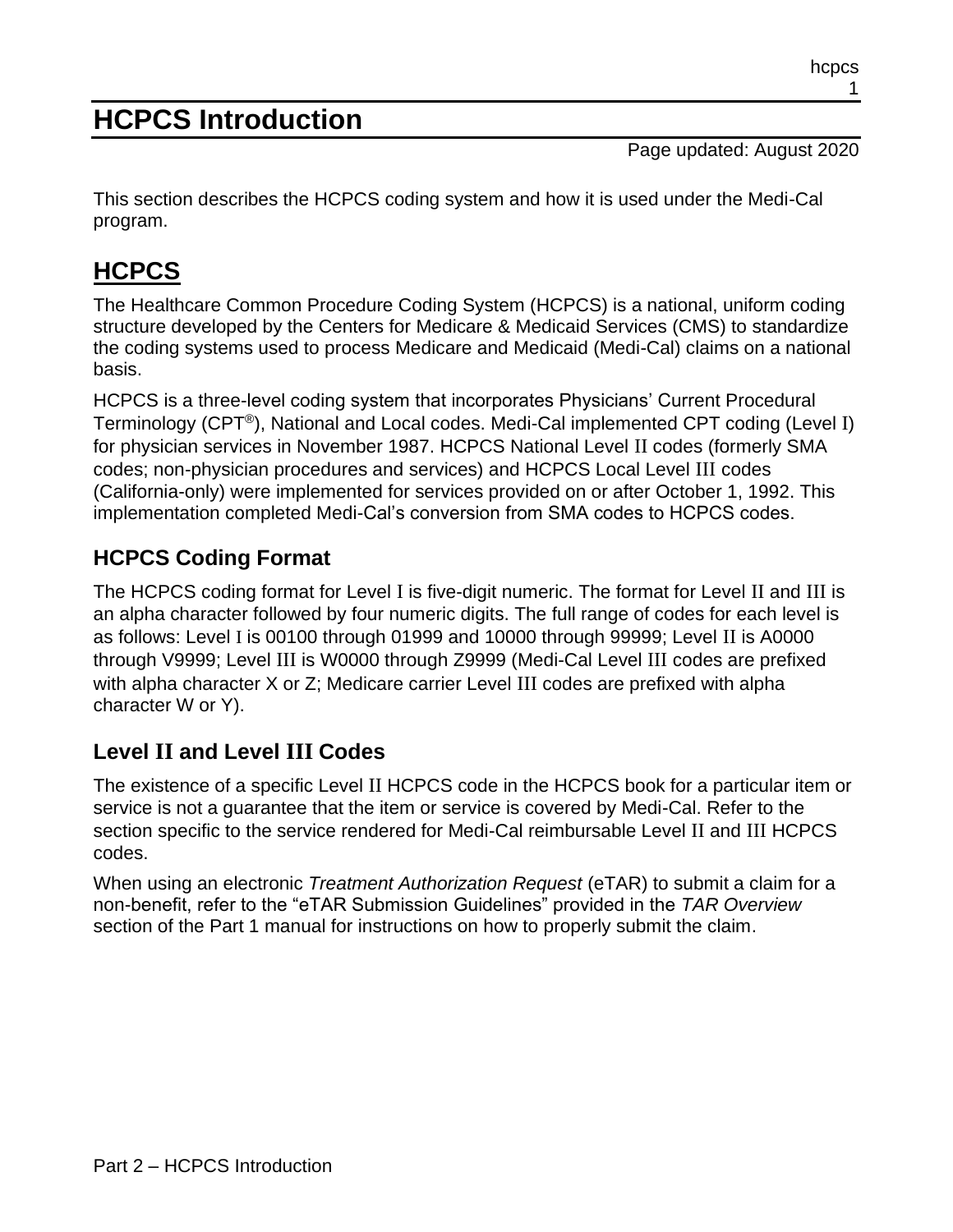# HCPCS Introduction

Page updated: August 2020

This section describes the HCPCS coding system and how it is used under the Medi-Cal program.

## HCPCS

The Healthcare Common Procedure Coding System (HCPCS) is a national, uniform coding structure developed by the Centers for Medicare & Medicaid Services (CMS) to standardize the coding systems used to process Medicare and Medicaid (Medi-Cal) claims on a national basis.

HCPCS is a three-level coding system that incorporates Physicians' Current Procedural Terminology (CPT®), National and Local codes. Medi-Cal implemented CPT coding (Level I) for physician services in November 1987. HCPCS National Level II codes (formerly SMA codes; non-physician procedures and services) and HCPCS Local Level III codes (California-only) were implemented for services provided on or after October 1, 1992. This implementation completed Medi-Cal's conversion from SMA codes to HCPCS codes.

### HCPCS Coding Format

The HCPCS coding format for Level I is five-digit numeric. The format for Level II and III is an alpha character followed by four numeric digits. The full range of codes for each level is as follows: Level I is 00100 through 01999 and 10000 through 99999; Level II is A0000 through V9999; Level III is W0000 through Z9999 (Medi-Cal Level III codes are prefixed with alpha character X or Z; Medicare carrier Level III codes are prefixed with alpha character W or Y).

### Level II and Level III Codes

The existence of a specific Level II HCPCS code in the HCPCS book for a particular item or service is not a guarantee that the item or service is covered by Medi-Cal. Refer to the section specific to the service rendered for Medi-Cal reimbursable Level II and III HCPCS codes.

When using an electronic *Treatment Authorization Request* (eTAR) to submit a claim for a non-benefit, refer to the "eTAR Submission Guidelines" provided in the *TAR Overview* section of the Part 1 manual for instructions on how to properly submit the claim.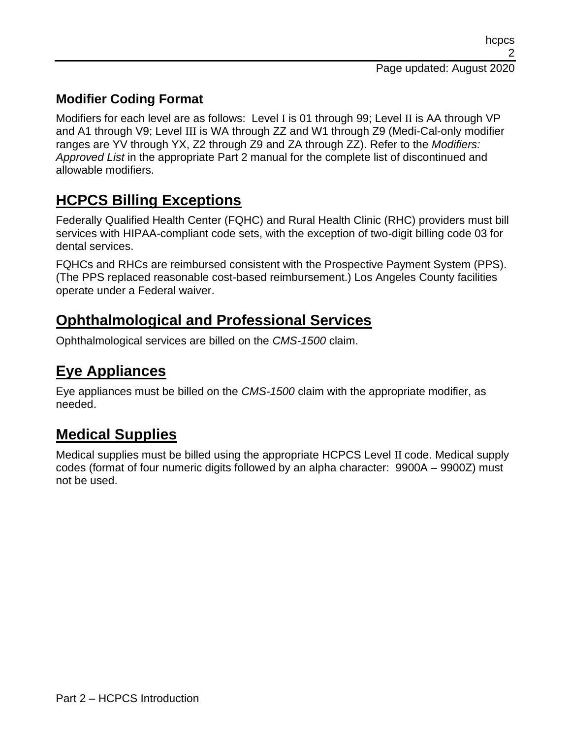### Modifier Coding Format

Modifiers for each level are as follows: Level I is 01 through 99; Level II is AA through VP and A1 through V9; Level III is WA through ZZ and W1 through Z9 (Medi-Cal-only modifier ranges are YV through YX, Z2 through Z9 and ZA through ZZ). Refer to the *Modifiers: Approved List* in the appropriate Part 2 manual for the complete list of discontinued and allowable modifiers.

## HCPCS Billing Exceptions

Federally Qualified Health Center (FQHC) and Rural Health Clinic (RHC) providers must bill services with HIPAA-compliant code sets, with the exception of two-digit billing code 03 for dental services.

FQHCs and RHCs are reimbursed consistent with the Prospective Payment System (PPS). (The PPS replaced reasonable cost-based reimbursement.) Los Angeles County facilities operate under a Federal waiver.

## Ophthalmological and Professional Services

Ophthalmological services are billed on the *CMS-1500* claim.

## Eye Appliances

Eye appliances must be billed on the *CMS-1500* claim with the appropriate modifier, as needed.

## Medical Supplies

Medical supplies must be billed using the appropriate HCPCS Level II code. Medical supply codes (format of four numeric digits followed by an alpha character: 9900A – 9900Z) must not be used.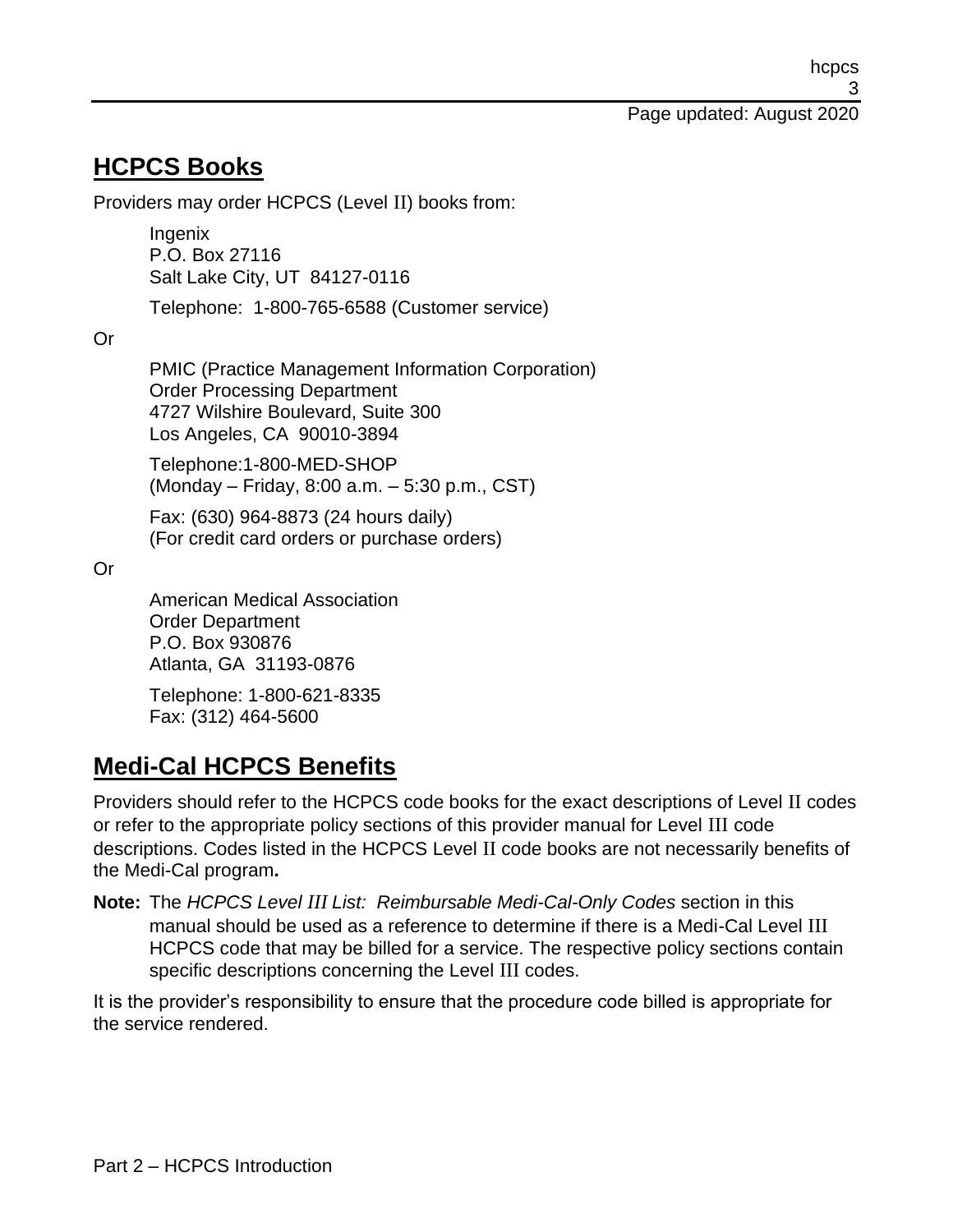## HCPCS Books

Providers may order HCPCS (Level II) books from:

Ingenix
P.O. Box 27116
Salt Lake City, UT 84127-0116

Telephone: 1-800-765-6588 (Customer service)

Or

PMIC (Practice Management Information Corporation)
Order Processing Department
4727 Wilshire Boulevard, Suite 300
Los Angeles, CA 90010-3894

Telephone:1-800-MED-SHOP
(Monday – Friday, 8:00 a.m. – 5:30 p.m., CST)

Fax: (630) 964-8873 (24 hours daily)
(For credit card orders or purchase orders)

Or

American Medical Association
Order Department
P.O. Box 930876
Atlanta, GA 31193-0876

Telephone: 1-800-621-8335
Fax: (312) 464-5600

## Medi-Cal HCPCS Benefits

Providers should refer to the HCPCS code books for the exact descriptions of Level II codes or refer to the appropriate policy sections of this provider manual for Level III code descriptions. Codes listed in the HCPCS Level II code books are not necessarily benefits of the Medi-Cal program**.**

**Note:** The *HCPCS Level III List: Reimbursable Medi-Cal-Only Codes* section in this manual should be used as a reference to determine if there is a Medi-Cal Level III HCPCS code that may be billed for a service. The respective policy sections contain specific descriptions concerning the Level III codes.

It is the provider's responsibility to ensure that the procedure code billed is appropriate for the service rendered.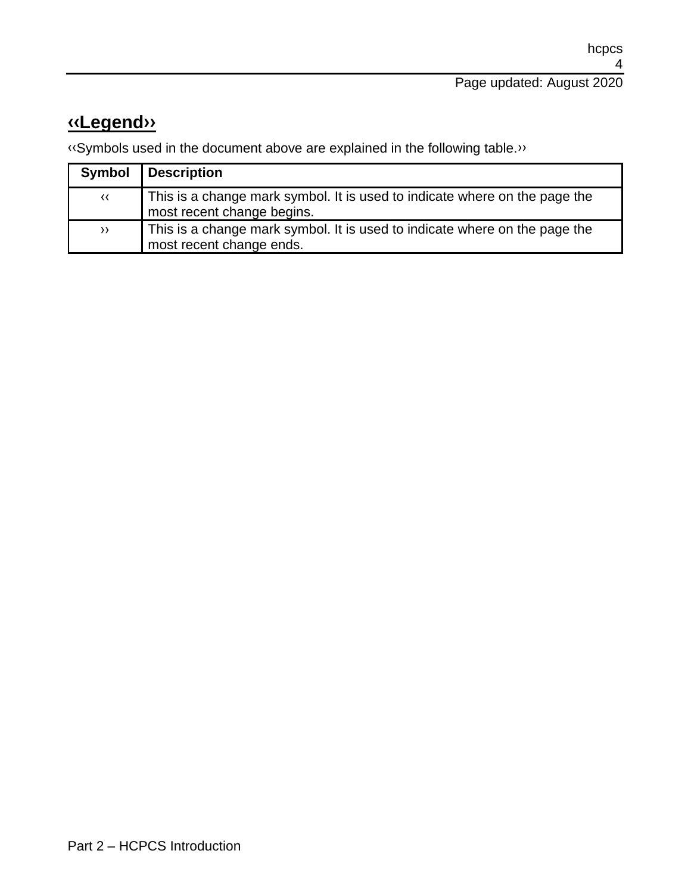## ‹‹Legend››

‹‹Symbols used in the document above are explained in the following table.››

| Symbol | Description |
|---|---|
| ‹‹ | This is a change mark symbol. It is used to indicate where on the page the most recent change begins. |
| ›› | This is a change mark symbol. It is used to indicate where on the page the most recent change ends. |